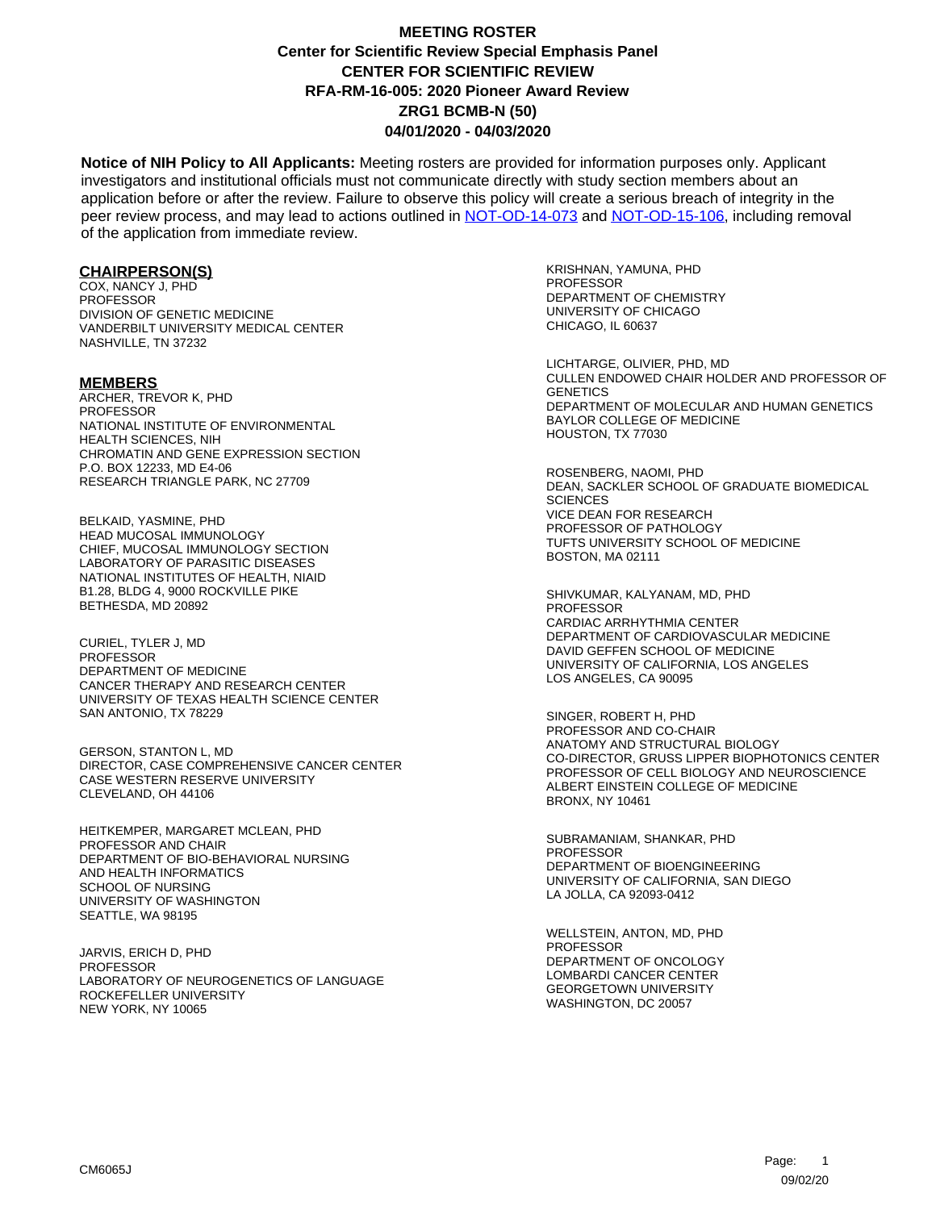# MEETING ROSTER
## Center for Scientific Review Special Emphasis Panel
## CENTER FOR SCIENTIFIC REVIEW
## RFA-RM-16-005: 2020 Pioneer Award Review
## ZRG1 BCMB-N (50)
## 04/01/2020 - 04/03/2020

**Notice of NIH Policy to All Applicants:** Meeting rosters are provided for information purposes only. Applicant investigators and institutional officials must not communicate directly with study section members about an application before or after the review. Failure to observe this policy will create a serious breach of integrity in the peer review process, and may lead to actions outlined in NOT-OD-14-073 and NOT-OD-15-106, including removal of the application from immediate review.

### CHAIRPERSON(S)

COX, NANCY J, PHD
PROFESSOR
DIVISION OF GENETIC MEDICINE
VANDERBILT UNIVERSITY MEDICAL CENTER
NASHVILLE, TN 37232

### MEMBERS

ARCHER, TREVOR K, PHD
PROFESSOR
NATIONAL INSTITUTE OF ENVIRONMENTAL HEALTH SCIENCES, NIH
CHROMATIN AND GENE EXPRESSION SECTION
P.O. BOX 12233, MD E4-06
RESEARCH TRIANGLE PARK, NC 27709

BELKAID, YASMINE, PHD
HEAD MUCOSAL IMMUNOLOGY
CHIEF, MUCOSAL IMMUNOLOGY SECTION
LABORATORY OF PARASITIC DISEASES
NATIONAL INSTITUTES OF HEALTH, NIAID
B1.28, BLDG 4, 9000 ROCKVILLE PIKE
BETHESDA, MD 20892

CURIEL, TYLER J, MD
PROFESSOR
DEPARTMENT OF MEDICINE
CANCER THERAPY AND RESEARCH CENTER
UNIVERSITY OF TEXAS HEALTH SCIENCE CENTER
SAN ANTONIO, TX 78229

GERSON, STANTON L, MD
DIRECTOR, CASE COMPREHENSIVE CANCER CENTER
CASE WESTERN RESERVE UNIVERSITY
CLEVELAND, OH 44106

HEITKEMPER, MARGARET MCLEAN, PHD
PROFESSOR AND CHAIR
DEPARTMENT OF BIO-BEHAVIORAL NURSING AND HEALTH INFORMATICS
SCHOOL OF NURSING
UNIVERSITY OF WASHINGTON
SEATTLE, WA 98195

JARVIS, ERICH D, PHD
PROFESSOR
LABORATORY OF NEUROGENETICS OF LANGUAGE
ROCKEFELLER UNIVERSITY
NEW YORK, NY 10065

KRISHNAN, YAMUNA, PHD
PROFESSOR
DEPARTMENT OF CHEMISTRY
UNIVERSITY OF CHICAGO
CHICAGO, IL 60637

LICHTARGE, OLIVIER, PHD, MD
CULLEN ENDOWED CHAIR HOLDER AND PROFESSOR OF GENETICS
DEPARTMENT OF MOLECULAR AND HUMAN GENETICS
BAYLOR COLLEGE OF MEDICINE
HOUSTON, TX 77030

ROSENBERG, NAOMI, PHD
DEAN, SACKLER SCHOOL OF GRADUATE BIOMEDICAL SCIENCES
VICE DEAN FOR RESEARCH
PROFESSOR OF PATHOLOGY
TUFTS UNIVERSITY SCHOOL OF MEDICINE
BOSTON, MA 02111

SHIVKUMAR, KALYANAM, MD, PHD
PROFESSOR
CARDIAC ARRHYTHMIA CENTER
DEPARTMENT OF CARDIOVASCULAR MEDICINE
DAVID GEFFEN SCHOOL OF MEDICINE
UNIVERSITY OF CALIFORNIA, LOS ANGELES
LOS ANGELES, CA 90095

SINGER, ROBERT H, PHD
PROFESSOR AND CO-CHAIR
ANATOMY AND STRUCTURAL BIOLOGY
CO-DIRECTOR, GRUSS LIPPER BIOPHOTONICS CENTER
PROFESSOR OF CELL BIOLOGY AND NEUROSCIENCE
ALBERT EINSTEIN COLLEGE OF MEDICINE
BRONX, NY 10461

SUBRAMANIAM, SHANKAR, PHD
PROFESSOR
DEPARTMENT OF BIOENGINEERING
UNIVERSITY OF CALIFORNIA, SAN DIEGO
LA JOLLA, CA 92093-0412

WELLSTEIN, ANTON, MD, PHD
PROFESSOR
DEPARTMENT OF ONCOLOGY
LOMBARDI CANCER CENTER
GEORGETOWN UNIVERSITY
WASHINGTON, DC 20057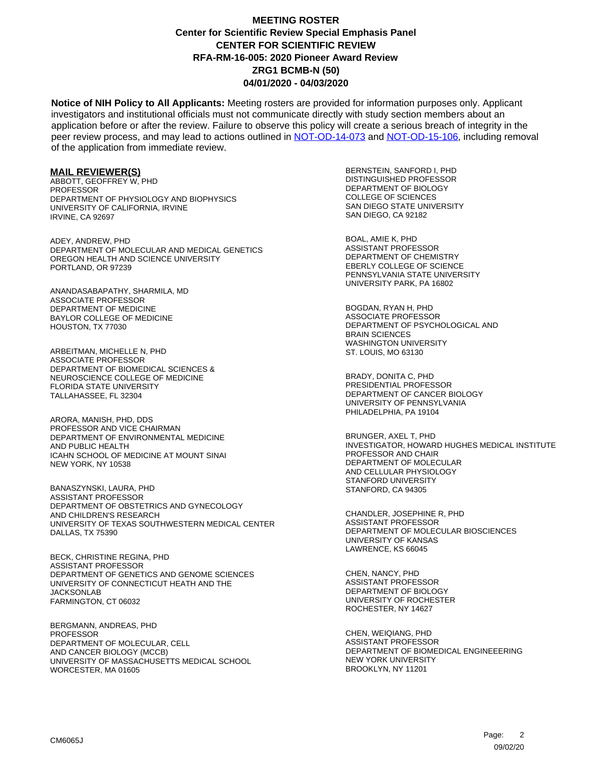# MEETING ROSTER
**Center for Scientific Review Special Emphasis Panel**
**CENTER FOR SCIENTIFIC REVIEW**
**RFA-RM-16-005: 2020 Pioneer Award Review**
**ZRG1 BCMB-N (50)**
**04/01/2020 - 04/03/2020**

**Notice of NIH Policy to All Applicants:** Meeting rosters are provided for information purposes only. Applicant investigators and institutional officials must not communicate directly with study section members about an application before or after the review. Failure to observe this policy will create a serious breach of integrity in the peer review process, and may lead to actions outlined in NOT-OD-14-073 and NOT-OD-15-106, including removal of the application from immediate review.

**MAIL REVIEWER(S)**

ABBOTT, GEOFFREY W, PHD
PROFESSOR
DEPARTMENT OF PHYSIOLOGY AND BIOPHYSICS
UNIVERSITY OF CALIFORNIA, IRVINE
IRVINE, CA 92697

ADEY, ANDREW, PHD
DEPARTMENT OF MOLECULAR AND MEDICAL GENETICS
OREGON HEALTH AND SCIENCE UNIVERSITY
PORTLAND, OR 97239

ANANDASABAPATHY, SHARMILA, MD
ASSOCIATE PROFESSOR
DEPARTMENT OF MEDICINE
BAYLOR COLLEGE OF MEDICINE
HOUSTON, TX 77030

ARBEITMAN, MICHELLE N, PHD
ASSOCIATE PROFESSOR
DEPARTMENT OF BIOMEDICAL SCIENCES &
NEUROSCIENCE COLLEGE OF MEDICINE
FLORIDA STATE UNIVERSITY
TALLAHASSEE, FL 32304

ARORA, MANISH, PHD, DDS
PROFESSOR AND VICE CHAIRMAN
DEPARTMENT OF ENVIRONMENTAL MEDICINE
AND PUBLIC HEALTH
ICAHN SCHOOL OF MEDICINE AT MOUNT SINAI
NEW YORK, NY 10538

BANASZYNSKI, LAURA, PHD
ASSISTANT PROFESSOR
DEPARTMENT OF OBSTETRICS AND GYNECOLOGY
AND CHILDREN'S RESEARCH
UNIVERSITY OF TEXAS SOUTHWESTERN MEDICAL CENTER
DALLAS, TX 75390

BECK, CHRISTINE REGINA, PHD
ASSISTANT PROFESSOR
DEPARTMENT OF GENETICS AND GENOME SCIENCES
UNIVERSITY OF CONNECTICUT HEATH AND THE
JACKSONLAB
FARMINGTON, CT 06032

BERGMANN, ANDREAS, PHD
PROFESSOR
DEPARTMENT OF MOLECULAR, CELL
AND CANCER BIOLOGY (MCCB)
UNIVERSITY OF MASSACHUSETTS MEDICAL SCHOOL
WORCESTER, MA 01605

BERNSTEIN, SANFORD I, PHD
DISTINGUISHED PROFESSOR
DEPARTMENT OF BIOLOGY
COLLEGE OF SCIENCES
SAN DIEGO STATE UNIVERSITY
SAN DIEGO, CA 92182

BOAL, AMIE K, PHD
ASSISTANT PROFESSOR
DEPARTMENT OF CHEMISTRY
EBERLY COLLEGE OF SCIENCE
PENNSYLVANIA STATE UNIVERSITY
UNIVERSITY PARK, PA 16802

BOGDAN, RYAN H, PHD
ASSOCIATE PROFESSOR
DEPARTMENT OF PSYCHOLOGICAL AND
BRAIN SCIENCES
WASHINGTON UNIVERSITY
ST. LOUIS, MO 63130

BRADY, DONITA C, PHD
PRESIDENTIAL PROFESSOR
DEPARTMENT OF CANCER BIOLOGY
UNIVERSITY OF PENNSYLVANIA
PHILADELPHIA, PA 19104

BRUNGER, AXEL T, PHD
INVESTIGATOR, HOWARD HUGHES MEDICAL INSTITUTE
PROFESSOR AND CHAIR
DEPARTMENT OF MOLECULAR
AND CELLULAR PHYSIOLOGY
STANFORD UNIVERSITY
STANFORD, CA 94305

CHANDLER, JOSEPHINE R, PHD
ASSISTANT PROFESSOR
DEPARTMENT OF MOLECULAR BIOSCIENCES
UNIVERSITY OF KANSAS
LAWRENCE, KS 66045

CHEN, NANCY, PHD
ASSISTANT PROFESSOR
DEPARTMENT OF BIOLOGY
UNIVERSITY OF ROCHESTER
ROCHESTER, NY 14627

CHEN, WEIQIANG, PHD
ASSISTANT PROFESSOR
DEPARTMENT OF BIOMEDICAL ENGINEEERING
NEW YORK UNIVERSITY
BROOKLYN, NY 11201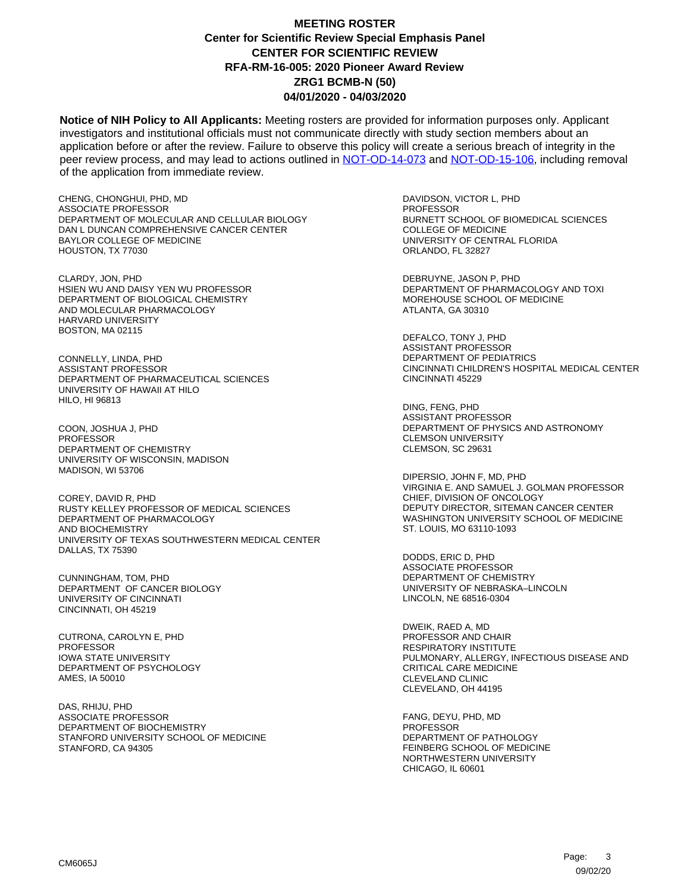**MEETING ROSTER**
**Center for Scientific Review Special Emphasis Panel**
**CENTER FOR SCIENTIFIC REVIEW**
**RFA-RM-16-005: 2020 Pioneer Award Review**
**ZRG1 BCMB-N (50)**
**04/01/2020 - 04/03/2020**

**Notice of NIH Policy to All Applicants:** Meeting rosters are provided for information purposes only. Applicant investigators and institutional officials must not communicate directly with study section members about an application before or after the review. Failure to observe this policy will create a serious breach of integrity in the peer review process, and may lead to actions outlined in NOT-OD-14-073 and NOT-OD-15-106, including removal of the application from immediate review.

CHENG, CHONGHUI, PHD, MD
ASSOCIATE PROFESSOR
DEPARTMENT OF MOLECULAR AND CELLULAR BIOLOGY
DAN L DUNCAN COMPREHENSIVE CANCER CENTER
BAYLOR COLLEGE OF MEDICINE
HOUSTON, TX 77030

CLARDY, JON, PHD
HSIEN WU AND DAISY YEN WU PROFESSOR
DEPARTMENT OF BIOLOGICAL CHEMISTRY
AND MOLECULAR PHARMACOLOGY
HARVARD UNIVERSITY
BOSTON, MA 02115

CONNELLY, LINDA, PHD
ASSISTANT PROFESSOR
DEPARTMENT OF PHARMACEUTICAL SCIENCES
UNIVERSITY OF HAWAII AT HILO
HILO, HI 96813

COON, JOSHUA J, PHD
PROFESSOR
DEPARTMENT OF CHEMISTRY
UNIVERSITY OF WISCONSIN, MADISON
MADISON, WI 53706

COREY, DAVID R, PHD
RUSTY KELLEY PROFESSOR OF MEDICAL SCIENCES
DEPARTMENT OF PHARMACOLOGY
AND BIOCHEMISTRY
UNIVERSITY OF TEXAS SOUTHWESTERN MEDICAL CENTER
DALLAS, TX 75390

CUNNINGHAM, TOM, PHD
DEPARTMENT OF CANCER BIOLOGY
UNIVERSITY OF CINCINNATI
CINCINNATI, OH 45219

CUTRONA, CAROLYN E, PHD
PROFESSOR
IOWA STATE UNIVERSITY
DEPARTMENT OF PSYCHOLOGY
AMES, IA 50010

DAS, RHIJU, PHD
ASSOCIATE PROFESSOR
DEPARTMENT OF BIOCHEMISTRY
STANFORD UNIVERSITY SCHOOL OF MEDICINE
STANFORD, CA 94305

DAVIDSON, VICTOR L, PHD
PROFESSOR
BURNETT SCHOOL OF BIOMEDICAL SCIENCES
COLLEGE OF MEDICINE
UNIVERSITY OF CENTRAL FLORIDA
ORLANDO, FL 32827

DEBRUYNE, JASON P, PHD
DEPARTMENT OF PHARMACOLOGY AND TOXI
MOREHOUSE SCHOOL OF MEDICINE
ATLANTA, GA 30310

DEFALCO, TONY J, PHD
ASSISTANT PROFESSOR
DEPARTMENT OF PEDIATRICS
CINCINNATI CHILDREN'S HOSPITAL MEDICAL CENTER
CINCINNATI 45229

DING, FENG, PHD
ASSISTANT PROFESSOR
DEPARTMENT OF PHYSICS AND ASTRONOMY
CLEMSON UNIVERSITY
CLEMSON, SC 29631

DIPERSIO, JOHN F, MD, PHD
VIRGINIA E. AND SAMUEL J. GOLMAN PROFESSOR
CHIEF, DIVISION OF ONCOLOGY
DEPUTY DIRECTOR, SITEMAN CANCER CENTER
WASHINGTON UNIVERSITY SCHOOL OF MEDICINE
ST. LOUIS, MO 63110-1093

DODDS, ERIC D, PHD
ASSOCIATE PROFESSOR
DEPARTMENT OF CHEMISTRY
UNIVERSITY OF NEBRASKA–LINCOLN
LINCOLN, NE 68516-0304

DWEIK, RAED A, MD
PROFESSOR AND CHAIR
RESPIRATORY INSTITUTE
PULMONARY, ALLERGY, INFECTIOUS DISEASE AND
CRITICAL CARE MEDICINE
CLEVELAND CLINIC
CLEVELAND, OH 44195

FANG, DEYU, PHD, MD
PROFESSOR
DEPARTMENT OF PATHOLOGY
FEINBERG SCHOOL OF MEDICINE
NORTHWESTERN UNIVERSITY
CHICAGO, IL 60601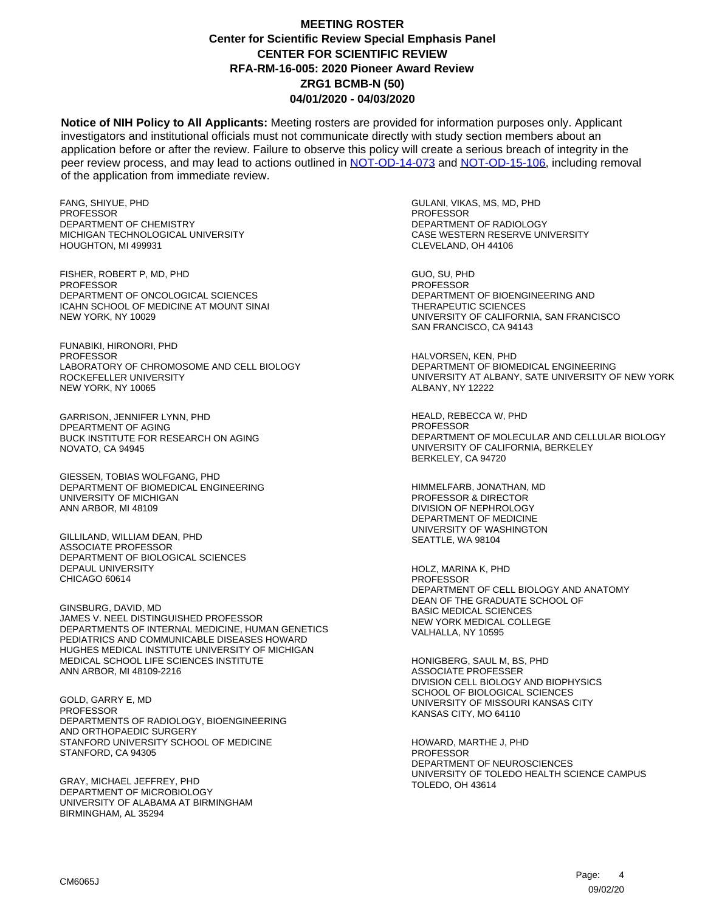**MEETING ROSTER**
**Center for Scientific Review Special Emphasis Panel**
**CENTER FOR SCIENTIFIC REVIEW**
**RFA-RM-16-005: 2020 Pioneer Award Review**
**ZRG1 BCMB-N (50)**
**04/01/2020 - 04/03/2020**

**Notice of NIH Policy to All Applicants:** Meeting rosters are provided for information purposes only. Applicant investigators and institutional officials must not communicate directly with study section members about an application before or after the review. Failure to observe this policy will create a serious breach of integrity in the peer review process, and may lead to actions outlined in NOT-OD-14-073 and NOT-OD-15-106, including removal of the application from immediate review.

FANG, SHIYUE, PHD
PROFESSOR
DEPARTMENT OF CHEMISTRY
MICHIGAN TECHNOLOGICAL UNIVERSITY
HOUGHTON, MI 499931

FISHER, ROBERT P, MD, PHD
PROFESSOR
DEPARTMENT OF ONCOLOGICAL SCIENCES
ICAHN SCHOOL OF MEDICINE AT MOUNT SINAI
NEW YORK, NY 10029

FUNABIKI, HIRONORI, PHD
PROFESSOR
LABORATORY OF CHROMOSOME AND CELL BIOLOGY
ROCKEFELLER UNIVERSITY
NEW YORK, NY 10065

GARRISON, JENNIFER LYNN, PHD
DPEARTMENT OF AGING
BUCK INSTITUTE FOR RESEARCH ON AGING
NOVATO, CA 94945

GIESSEN, TOBIAS WOLFGANG, PHD
DEPARTMENT OF BIOMEDICAL ENGINEERING
UNIVERSITY OF MICHIGAN
ANN ARBOR, MI 48109

GILLILAND, WILLIAM DEAN, PHD
ASSOCIATE PROFESSOR
DEPARTMENT OF BIOLOGICAL SCIENCES
DEPAUL UNIVERSITY
CHICAGO 60614

GINSBURG, DAVID, MD
JAMES V. NEEL DISTINGUISHED PROFESSOR
DEPARTMENTS OF INTERNAL MEDICINE, HUMAN GENETICS
PEDIATRICS AND COMMUNICABLE DISEASES HOWARD
HUGHES MEDICAL INSTITUTE UNIVERSITY OF MICHIGAN
MEDICAL SCHOOL LIFE SCIENCES INSTITUTE
ANN ARBOR, MI 48109-2216

GOLD, GARRY E, MD
PROFESSOR
DEPARTMENTS OF RADIOLOGY, BIOENGINEERING
AND ORTHOPAEDIC SURGERY
STANFORD UNIVERSITY SCHOOL OF MEDICINE
STANFORD, CA 94305

GRAY, MICHAEL JEFFREY, PHD
DEPARTMENT OF MICROBIOLOGY
UNIVERSITY OF ALABAMA AT BIRMINGHAM
BIRMINGHAM, AL 35294

GULANI, VIKAS, MS, MD, PHD
PROFESSOR
DEPARTMENT OF RADIOLOGY
CASE WESTERN RESERVE UNIVERSITY
CLEVELAND, OH 44106

GUO, SU, PHD
PROFESSOR
DEPARTMENT OF BIOENGINEERING AND
THERAPEUTIC SCIENCES
UNIVERSITY OF CALIFORNIA, SAN FRANCISCO
SAN FRANCISCO, CA 94143

HALVORSEN, KEN, PHD
DEPARTMENT OF BIOMEDICAL ENGINEERING
UNIVERSITY AT ALBANY, SATE UNIVERSITY OF NEW YORK
ALBANY, NY 12222

HEALD, REBECCA W, PHD
PROFESSOR
DEPARTMENT OF MOLECULAR AND CELLULAR BIOLOGY
UNIVERSITY OF CALIFORNIA, BERKELEY
BERKELEY, CA 94720

HIMMELFARB, JONATHAN, MD
PROFESSOR & DIRECTOR
DIVISION OF NEPHROLOGY
DEPARTMENT OF MEDICINE
UNIVERSITY OF WASHINGTON
SEATTLE, WA 98104

HOLZ, MARINA K, PHD
PROFESSOR
DEPARTMENT OF CELL BIOLOGY AND ANATOMY
DEAN OF THE GRADUATE SCHOOL OF
BASIC MEDICAL SCIENCES
NEW YORK MEDICAL COLLEGE
VALHALLA, NY 10595

HONIGBERG, SAUL M, BS, PHD
ASSOCIATE PROFESSER
DIVISION CELL BIOLOGY AND BIOPHYSICS
SCHOOL OF BIOLOGICAL SCIENCES
UNIVERSITY OF MISSOURI KANSAS CITY
KANSAS CITY, MO 64110

HOWARD, MARTHE J, PHD
PROFESSOR
DEPARTMENT OF NEUROSCIENCES
UNIVERSITY OF TOLEDO HEALTH SCIENCE CAMPUS
TOLEDO, OH 43614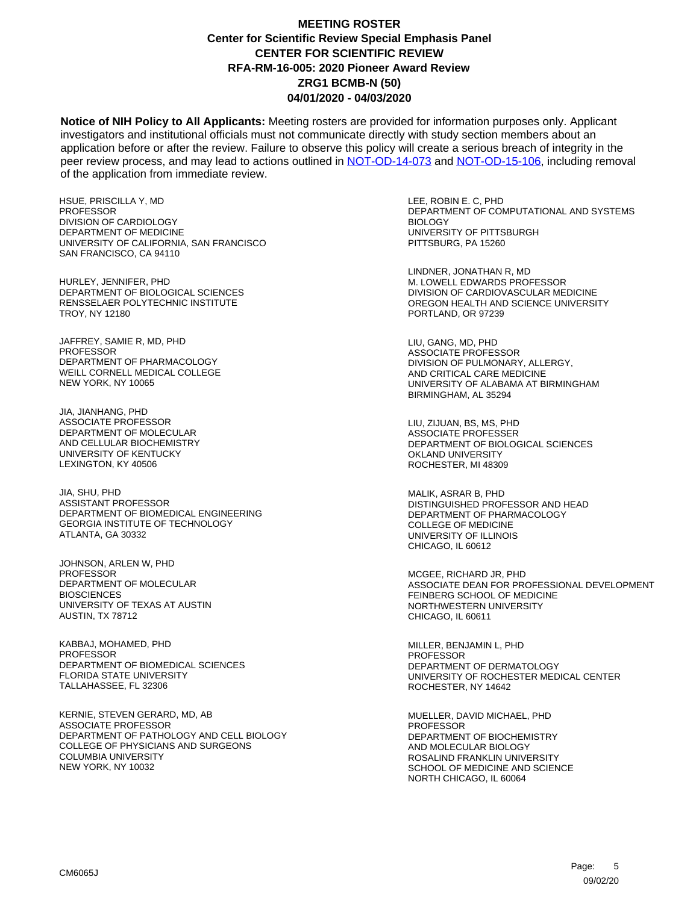**MEETING ROSTER**
**Center for Scientific Review Special Emphasis Panel**
**CENTER FOR SCIENTIFIC REVIEW**
**RFA-RM-16-005: 2020 Pioneer Award Review**
**ZRG1 BCMB-N (50)**
**04/01/2020 - 04/03/2020**

**Notice of NIH Policy to All Applicants:** Meeting rosters are provided for information purposes only. Applicant investigators and institutional officials must not communicate directly with study section members about an application before or after the review. Failure to observe this policy will create a serious breach of integrity in the peer review process, and may lead to actions outlined in NOT-OD-14-073 and NOT-OD-15-106, including removal of the application from immediate review.

HSUE, PRISCILLA Y, MD
PROFESSOR
DIVISION OF CARDIOLOGY
DEPARTMENT OF MEDICINE
UNIVERSITY OF CALIFORNIA, SAN FRANCISCO
SAN FRANCISCO, CA 94110

HURLEY, JENNIFER, PHD
DEPARTMENT OF BIOLOGICAL SCIENCES
RENSSELAER POLYTECHNIC INSTITUTE
TROY, NY 12180

JAFFREY, SAMIE R, MD, PHD
PROFESSOR
DEPARTMENT OF PHARMACOLOGY
WEILL CORNELL MEDICAL COLLEGE
NEW YORK, NY 10065

JIA, JIANHANG, PHD
ASSOCIATE PROFESSOR
DEPARTMENT OF MOLECULAR
AND CELLULAR BIOCHEMISTRY
UNIVERSITY OF KENTUCKY
LEXINGTON, KY 40506

JIA, SHU, PHD
ASSISTANT PROFESSOR
DEPARTMENT OF BIOMEDICAL ENGINEERING
GEORGIA INSTITUTE OF TECHNOLOGY
ATLANTA, GA 30332

JOHNSON, ARLEN W, PHD
PROFESSOR
DEPARTMENT OF MOLECULAR
BIOSCIENCES
UNIVERSITY OF TEXAS AT AUSTIN
AUSTIN, TX 78712

KABBAJ, MOHAMED, PHD
PROFESSOR
DEPARTMENT OF BIOMEDICAL SCIENCES
FLORIDA STATE UNIVERSITY
TALLAHASSEE, FL 32306

KERNIE, STEVEN GERARD, MD, AB
ASSOCIATE PROFESSOR
DEPARTMENT OF PATHOLOGY AND CELL BIOLOGY
COLLEGE OF PHYSICIANS AND SURGEONS
COLUMBIA UNIVERSITY
NEW YORK, NY 10032

LEE, ROBIN E. C, PHD
DEPARTMENT OF COMPUTATIONAL AND SYSTEMS
BIOLOGY
UNIVERSITY OF PITTSBURGH
PITTSBURG, PA 15260

LINDNER, JONATHAN R, MD
M. LOWELL EDWARDS PROFESSOR
DIVISION OF CARDIOVASCULAR MEDICINE
OREGON HEALTH AND SCIENCE UNIVERSITY
PORTLAND, OR 97239

LIU, GANG, MD, PHD
ASSOCIATE PROFESSOR
DIVISION OF PULMONARY, ALLERGY,
AND CRITICAL CARE MEDICINE
UNIVERSITY OF ALABAMA AT BIRMINGHAM
BIRMINGHAM, AL 35294

LIU, ZIJUAN, BS, MS, PHD
ASSOCIATE PROFESSER
DEPARTMENT OF BIOLOGICAL SCIENCES
OKLAND UNIVERSITY
ROCHESTER, MI 48309

MALIK, ASRAR B, PHD
DISTINGUISHED PROFESSOR AND HEAD
DEPARTMENT OF PHARMACOLOGY
COLLEGE OF MEDICINE
UNIVERSITY OF ILLINOIS
CHICAGO, IL 60612

MCGEE, RICHARD JR, PHD
ASSOCIATE DEAN FOR PROFESSIONAL DEVELOPMENT
FEINBERG SCHOOL OF MEDICINE
NORTHWESTERN UNIVERSITY
CHICAGO, IL 60611

MILLER, BENJAMIN L, PHD
PROFESSOR
DEPARTMENT OF DERMATOLOGY
UNIVERSITY OF ROCHESTER MEDICAL CENTER
ROCHESTER, NY 14642

MUELLER, DAVID MICHAEL, PHD
PROFESSOR
DEPARTMENT OF BIOCHEMISTRY
AND MOLECULAR BIOLOGY
ROSALIND FRANKLIN UNIVERSITY
SCHOOL OF MEDICINE AND SCIENCE
NORTH CHICAGO, IL 60064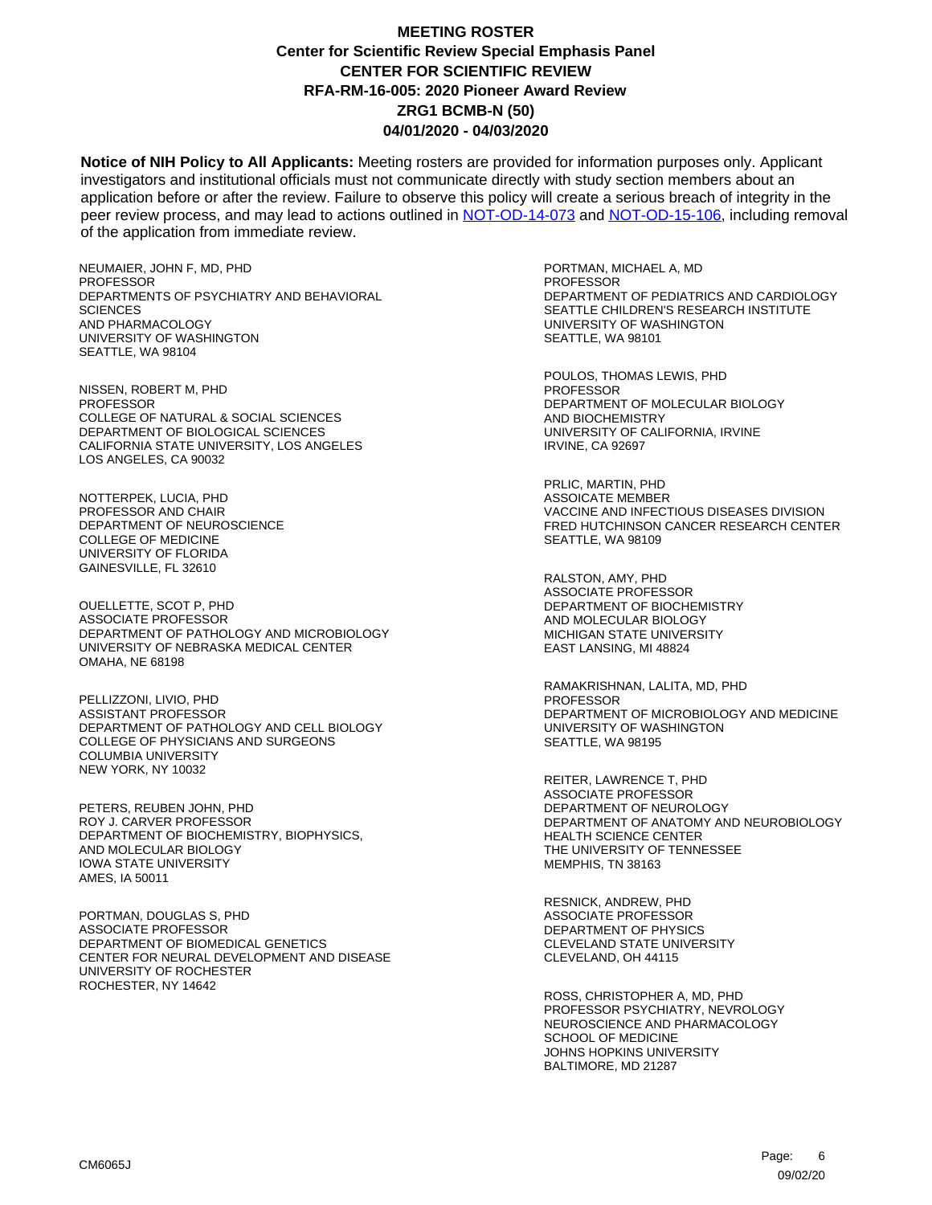# MEETING ROSTER

## Center for Scientific Review Special Emphasis Panel

## CENTER FOR SCIENTIFIC REVIEW

## RFA-RM-16-005: 2020 Pioneer Award Review

## ZRG1 BCMB-N (50)

## 04/01/2020 - 04/03/2020

**Notice of NIH Policy to All Applicants:** Meeting rosters are provided for information purposes only. Applicant investigators and institutional officials must not communicate directly with study section members about an application before or after the review. Failure to observe this policy will create a serious breach of integrity in the peer review process, and may lead to actions outlined in NOT-OD-14-073 and NOT-OD-15-106, including removal of the application from immediate review.

NEUMAIER, JOHN F, MD, PHD
PROFESSOR
DEPARTMENTS OF PSYCHIATRY AND BEHAVIORAL SCIENCES
AND PHARMACOLOGY
UNIVERSITY OF WASHINGTON
SEATTLE, WA 98104

NISSEN, ROBERT M, PHD
PROFESSOR
COLLEGE OF NATURAL & SOCIAL SCIENCES
DEPARTMENT OF BIOLOGICAL SCIENCES
CALIFORNIA STATE UNIVERSITY, LOS ANGELES
LOS ANGELES, CA 90032

NOTTERPEK, LUCIA, PHD
PROFESSOR AND CHAIR
DEPARTMENT OF NEUROSCIENCE
COLLEGE OF MEDICINE
UNIVERSITY OF FLORIDA
GAINESVILLE, FL 32610

OUELLETTE, SCOT P, PHD
ASSOCIATE PROFESSOR
DEPARTMENT OF PATHOLOGY AND MICROBIOLOGY
UNIVERSITY OF NEBRASKA MEDICAL CENTER
OMAHA, NE 68198

PELLIZZONI, LIVIO, PHD
ASSISTANT PROFESSOR
DEPARTMENT OF PATHOLOGY AND CELL BIOLOGY
COLLEGE OF PHYSICIANS AND SURGEONS
COLUMBIA UNIVERSITY
NEW YORK, NY 10032

PETERS, REUBEN JOHN, PHD
ROY J. CARVER PROFESSOR
DEPARTMENT OF BIOCHEMISTRY, BIOPHYSICS,
AND MOLECULAR BIOLOGY
IOWA STATE UNIVERSITY
AMES, IA 50011

PORTMAN, DOUGLAS S, PHD
ASSOCIATE PROFESSOR
DEPARTMENT OF BIOMEDICAL GENETICS
CENTER FOR NEURAL DEVELOPMENT AND DISEASE
UNIVERSITY OF ROCHESTER
ROCHESTER, NY 14642

PORTMAN, MICHAEL A, MD
PROFESSOR
DEPARTMENT OF PEDIATRICS AND CARDIOLOGY
SEATTLE CHILDREN'S RESEARCH INSTITUTE
UNIVERSITY OF WASHINGTON
SEATTLE, WA 98101

POULOS, THOMAS LEWIS, PHD
PROFESSOR
DEPARTMENT OF MOLECULAR BIOLOGY
AND BIOCHEMISTRY
UNIVERSITY OF CALIFORNIA, IRVINE
IRVINE, CA 92697

PRLIC, MARTIN, PHD
ASSOCIATE MEMBER
VACCINE AND INFECTIOUS DISEASES DIVISION
FRED HUTCHINSON CANCER RESEARCH CENTER
SEATTLE, WA 98109

RALSTON, AMY, PHD
ASSOCIATE PROFESSOR
DEPARTMENT OF BIOCHEMISTRY
AND MOLECULAR BIOLOGY
MICHIGAN STATE UNIVERSITY
EAST LANSING, MI 48824

RAMAKRISHNAN, LALITA, MD, PHD
PROFESSOR
DEPARTMENT OF MICROBIOLOGY AND MEDICINE
UNIVERSITY OF WASHINGTON
SEATTLE, WA 98195

REITER, LAWRENCE T, PHD
ASSOCIATE PROFESSOR
DEPARTMENT OF NEUROLOGY
DEPARTMENT OF ANATOMY AND NEUROBIOLOGY
HEALTH SCIENCE CENTER
THE UNIVERSITY OF TENNESSEE
MEMPHIS, TN 38163

RESNICK, ANDREW, PHD
ASSOCIATE PROFESSOR
DEPARTMENT OF PHYSICS
CLEVELAND STATE UNIVERSITY
CLEVELAND, OH 44115

ROSS, CHRISTOPHER A, MD, PHD
PROFESSOR PSYCHIATRY, NEVROLOGY
NEUROSCIENCE AND PHARMACOLOGY
SCHOOL OF MEDICINE
JOHNS HOPKINS UNIVERSITY
BALTIMORE, MD 21287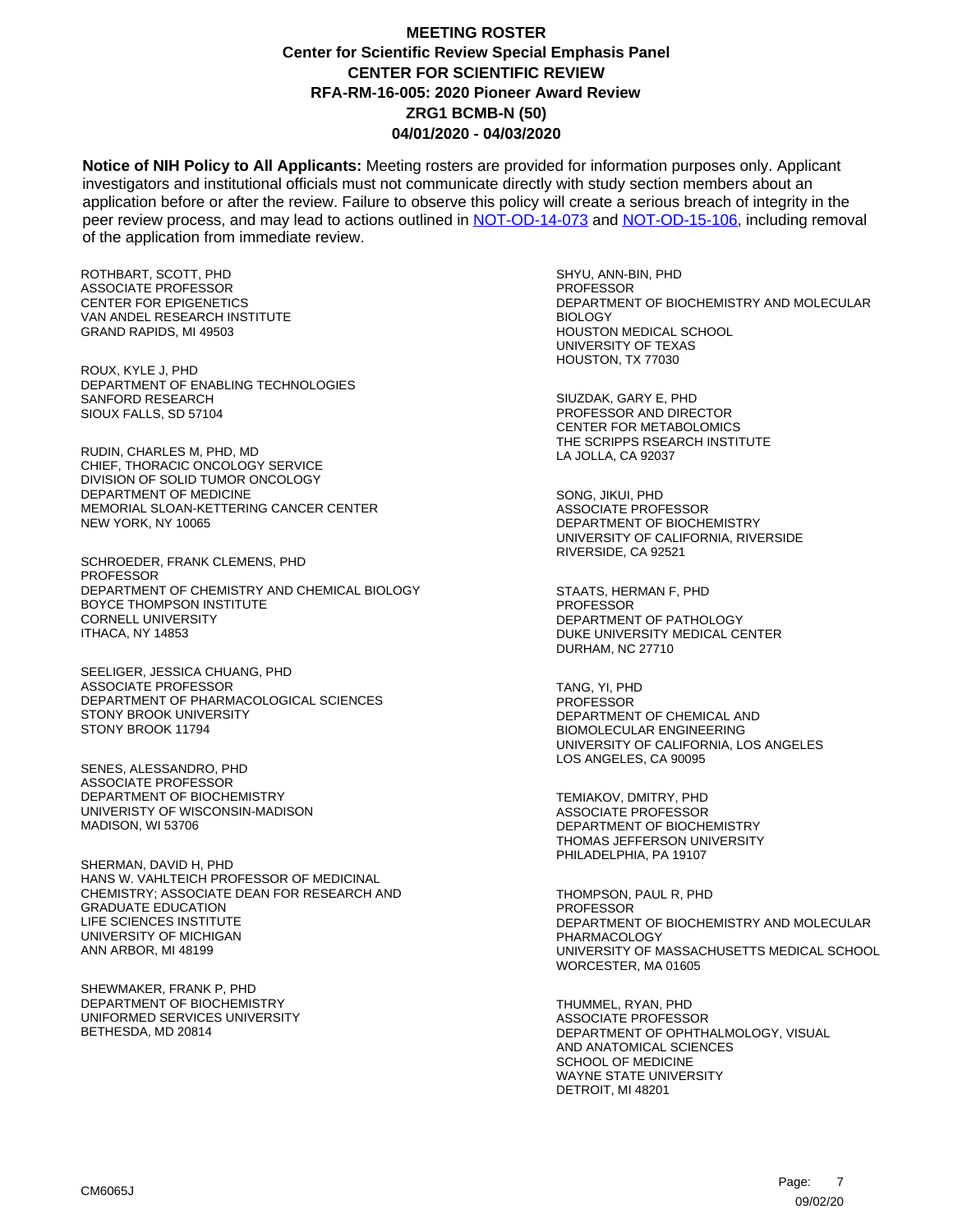# MEETING ROSTER
## Center for Scientific Review Special Emphasis Panel
## CENTER FOR SCIENTIFIC REVIEW
## RFA-RM-16-005: 2020 Pioneer Award Review
## ZRG1 BCMB-N (50)
## 04/01/2020 - 04/03/2020

**Notice of NIH Policy to All Applicants:** Meeting rosters are provided for information purposes only. Applicant investigators and institutional officials must not communicate directly with study section members about an application before or after the review. Failure to observe this policy will create a serious breach of integrity in the peer review process, and may lead to actions outlined in NOT-OD-14-073 and NOT-OD-15-106, including removal of the application from immediate review.

ROTHBART, SCOTT, PHD
ASSOCIATE PROFESSOR
CENTER FOR EPIGENETICS
VAN ANDEL RESEARCH INSTITUTE
GRAND RAPIDS, MI 49503

ROUX, KYLE J, PHD
DEPARTMENT OF ENABLING TECHNOLOGIES
SANFORD RESEARCH
SIOUX FALLS, SD 57104

RUDIN, CHARLES M, PHD, MD
CHIEF, THORACIC ONCOLOGY SERVICE
DIVISION OF SOLID TUMOR ONCOLOGY
DEPARTMENT OF MEDICINE
MEMORIAL SLOAN-KETTERING CANCER CENTER
NEW YORK, NY 10065

SCHROEDER, FRANK CLEMENS, PHD
PROFESSOR
DEPARTMENT OF CHEMISTRY AND CHEMICAL BIOLOGY
BOYCE THOMPSON INSTITUTE
CORNELL UNIVERSITY
ITHACA, NY 14853

SEELIGER, JESSICA CHUANG, PHD
ASSOCIATE PROFESSOR
DEPARTMENT OF PHARMACOLOGICAL SCIENCES
STONY BROOK UNIVERSITY
STONY BROOK 11794

SENES, ALESSANDRO, PHD
ASSOCIATE PROFESSOR
DEPARTMENT OF BIOCHEMISTRY
UNIVERISTY OF WISCONSIN-MADISON
MADISON, WI 53706

SHERMAN, DAVID H, PHD
HANS W. VAHLTEICH PROFESSOR OF MEDICINAL CHEMISTRY; ASSOCIATE DEAN FOR RESEARCH AND GRADUATE EDUCATION
LIFE SCIENCES INSTITUTE
UNIVERSITY OF MICHIGAN
ANN ARBOR, MI 48199

SHEWMAKER, FRANK P, PHD
DEPARTMENT OF BIOCHEMISTRY
UNIFORMED SERVICES UNIVERSITY
BETHESDA, MD 20814

SHYU, ANN-BIN, PHD
PROFESSOR
DEPARTMENT OF BIOCHEMISTRY AND MOLECULAR BIOLOGY
HOUSTON MEDICAL SCHOOL
UNIVERSITY OF TEXAS
HOUSTON, TX 77030

SIUZDAK, GARY E, PHD
PROFESSOR AND DIRECTOR
CENTER FOR METABOLOMICS
THE SCRIPPS RSEARCH INSTITUTE
LA JOLLA, CA 92037

SONG, JIKUI, PHD
ASSOCIATE PROFESSOR
DEPARTMENT OF BIOCHEMISTRY
UNIVERSITY OF CALIFORNIA, RIVERSIDE
RIVERSIDE, CA 92521

STAATS, HERMAN F, PHD
PROFESSOR
DEPARTMENT OF PATHOLOGY
DUKE UNIVERSITY MEDICAL CENTER
DURHAM, NC 27710

TANG, YI, PHD
PROFESSOR
DEPARTMENT OF CHEMICAL AND BIOMOLECULAR ENGINEERING
UNIVERSITY OF CALIFORNIA, LOS ANGELES
LOS ANGELES, CA 90095

TEMIAKOV, DMITRY, PHD
ASSOCIATE PROFESSOR
DEPARTMENT OF BIOCHEMISTRY
THOMAS JEFFERSON UNIVERSITY
PHILADELPHIA, PA 19107

THOMPSON, PAUL R, PHD
PROFESSOR
DEPARTMENT OF BIOCHEMISTRY AND MOLECULAR PHARMACOLOGY
UNIVERSITY OF MASSACHUSETTS MEDICAL SCHOOL
WORCESTER, MA 01605

THUMMEL, RYAN, PHD
ASSOCIATE PROFESSOR
DEPARTMENT OF OPHTHALMOLOGY, VISUAL AND ANATOMICAL SCIENCES
SCHOOL OF MEDICINE
WAYNE STATE UNIVERSITY
DETROIT, MI 48201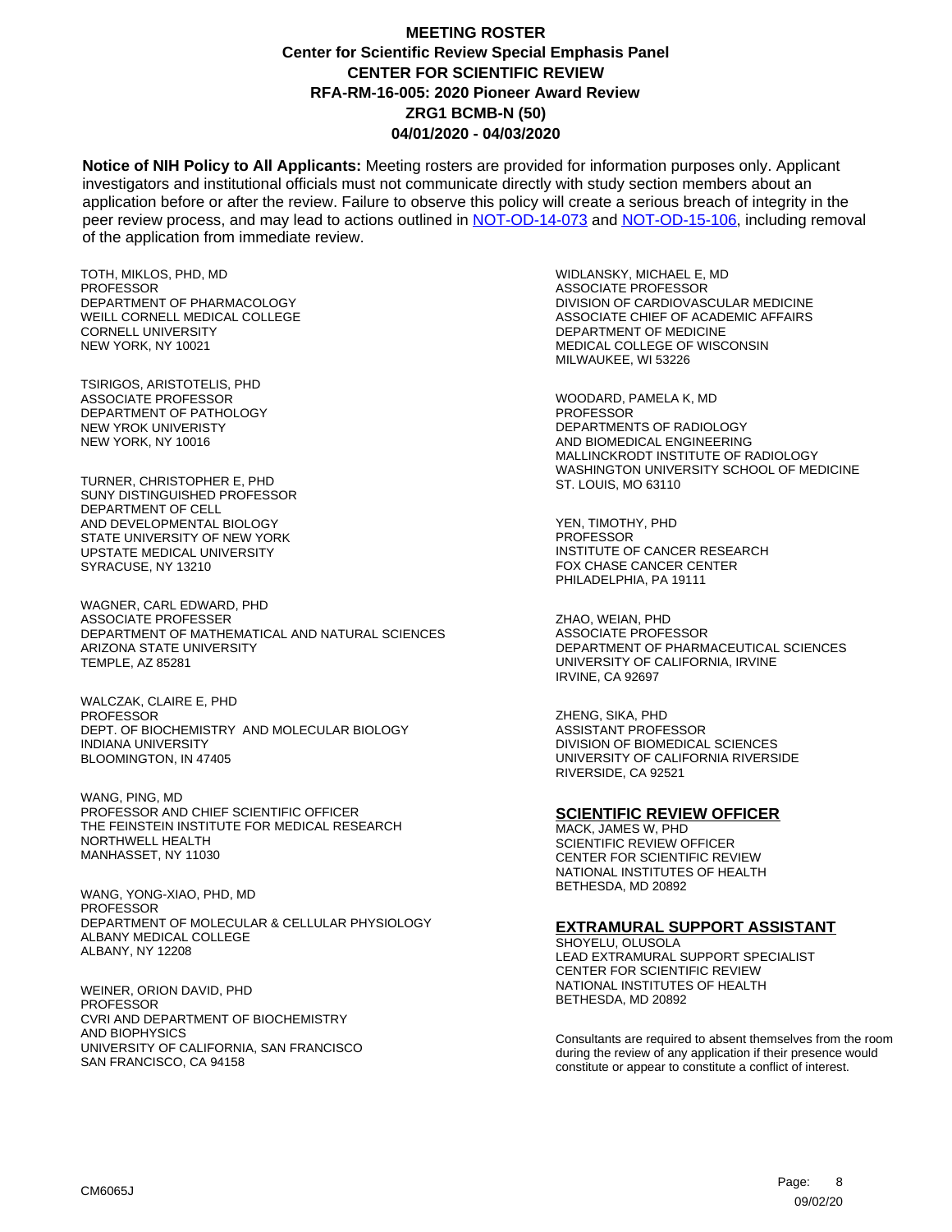# MEETING ROSTER
## Center for Scientific Review Special Emphasis Panel
## CENTER FOR SCIENTIFIC REVIEW
## RFA-RM-16-005: 2020 Pioneer Award Review
## ZRG1 BCMB-N (50)
## 04/01/2020 - 04/03/2020

**Notice of NIH Policy to All Applicants:** Meeting rosters are provided for information purposes only. Applicant investigators and institutional officials must not communicate directly with study section members about an application before or after the review. Failure to observe this policy will create a serious breach of integrity in the peer review process, and may lead to actions outlined in NOT-OD-14-073 and NOT-OD-15-106, including removal of the application from immediate review.

TOTH, MIKLOS, PHD, MD
PROFESSOR
DEPARTMENT OF PHARMACOLOGY
WEILL CORNELL MEDICAL COLLEGE
CORNELL UNIVERSITY
NEW YORK, NY 10021

TSIRIGOS, ARISTOTELIS, PHD
ASSOCIATE PROFESSOR
DEPARTMENT OF PATHOLOGY
NEW YROK UNIVERISTY
NEW YORK, NY 10016

TURNER, CHRISTOPHER E, PHD
SUNY DISTINGUISHED PROFESSOR
DEPARTMENT OF CELL
AND DEVELOPMENTAL BIOLOGY
STATE UNIVERSITY OF NEW YORK
UPSTATE MEDICAL UNIVERSITY
SYRACUSE, NY 13210

WAGNER, CARL EDWARD, PHD
ASSOCIATE PROFESSER
DEPARTMENT OF MATHEMATICAL AND NATURAL SCIENCES
ARIZONA STATE UNIVERSITY
TEMPLE, AZ 85281

WALCZAK, CLAIRE E, PHD
PROFESSOR
DEPT. OF BIOCHEMISTRY AND MOLECULAR BIOLOGY
INDIANA UNIVERSITY
BLOOMINGTON, IN 47405

WANG, PING, MD
PROFESSOR AND CHIEF SCIENTIFIC OFFICER
THE FEINSTEIN INSTITUTE FOR MEDICAL RESEARCH
NORTHWELL HEALTH
MANHASSET, NY 11030

WANG, YONG-XIAO, PHD, MD
PROFESSOR
DEPARTMENT OF MOLECULAR & CELLULAR PHYSIOLOGY
ALBANY MEDICAL COLLEGE
ALBANY, NY 12208

WEINER, ORION DAVID, PHD
PROFESSOR
CVRI AND DEPARTMENT OF BIOCHEMISTRY
AND BIOPHYSICS
UNIVERSITY OF CALIFORNIA, SAN FRANCISCO
SAN FRANCISCO, CA 94158

WIDLANSKY, MICHAEL E, MD
ASSOCIATE PROFESSOR
DIVISION OF CARDIOVASCULAR MEDICINE
ASSOCIATE CHIEF OF ACADEMIC AFFAIRS
DEPARTMENT OF MEDICINE
MEDICAL COLLEGE OF WISCONSIN
MILWAUKEE, WI 53226

WOODARD, PAMELA K, MD
PROFESSOR
DEPARTMENTS OF RADIOLOGY
AND BIOMEDICAL ENGINEERING
MALLINCKRODT INSTITUTE OF RADIOLOGY
WASHINGTON UNIVERSITY SCHOOL OF MEDICINE
ST. LOUIS, MO 63110

YEN, TIMOTHY, PHD
PROFESSOR
INSTITUTE OF CANCER RESEARCH
FOX CHASE CANCER CENTER
PHILADELPHIA, PA 19111

ZHAO, WEIAN, PHD
ASSOCIATE PROFESSOR
DEPARTMENT OF PHARMACEUTICAL SCIENCES
UNIVERSITY OF CALIFORNIA, IRVINE
IRVINE, CA 92697

ZHENG, SIKA, PHD
ASSISTANT PROFESSOR
DIVISION OF BIOMEDICAL SCIENCES
UNIVERSITY OF CALIFORNIA RIVERSIDE
RIVERSIDE, CA 92521

### SCIENTIFIC REVIEW OFFICER

MACK, JAMES W, PHD
SCIENTIFIC REVIEW OFFICER
CENTER FOR SCIENTIFIC REVIEW
NATIONAL INSTITUTES OF HEALTH
BETHESDA, MD 20892

### EXTRAMURAL SUPPORT ASSISTANT

SHOYELU, OLUSOLA
LEAD EXTRAMURAL SUPPORT SPECIALIST
CENTER FOR SCIENTIFIC REVIEW
NATIONAL INSTITUTES OF HEALTH
BETHESDA, MD 20892

Consultants are required to absent themselves from the room during the review of any application if their presence would constitute or appear to constitute a conflict of interest.

CM6065J

09/02/20